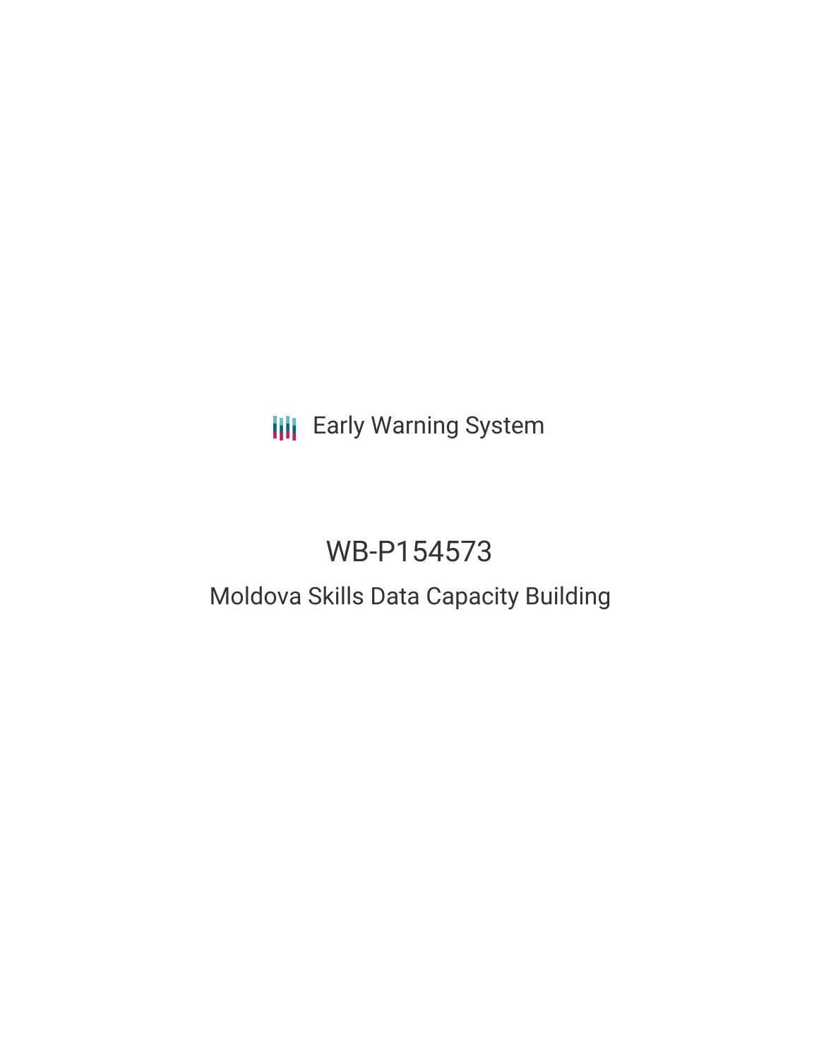Early Warning System

# WB-P154573

## Moldova Skills Data Capacity Building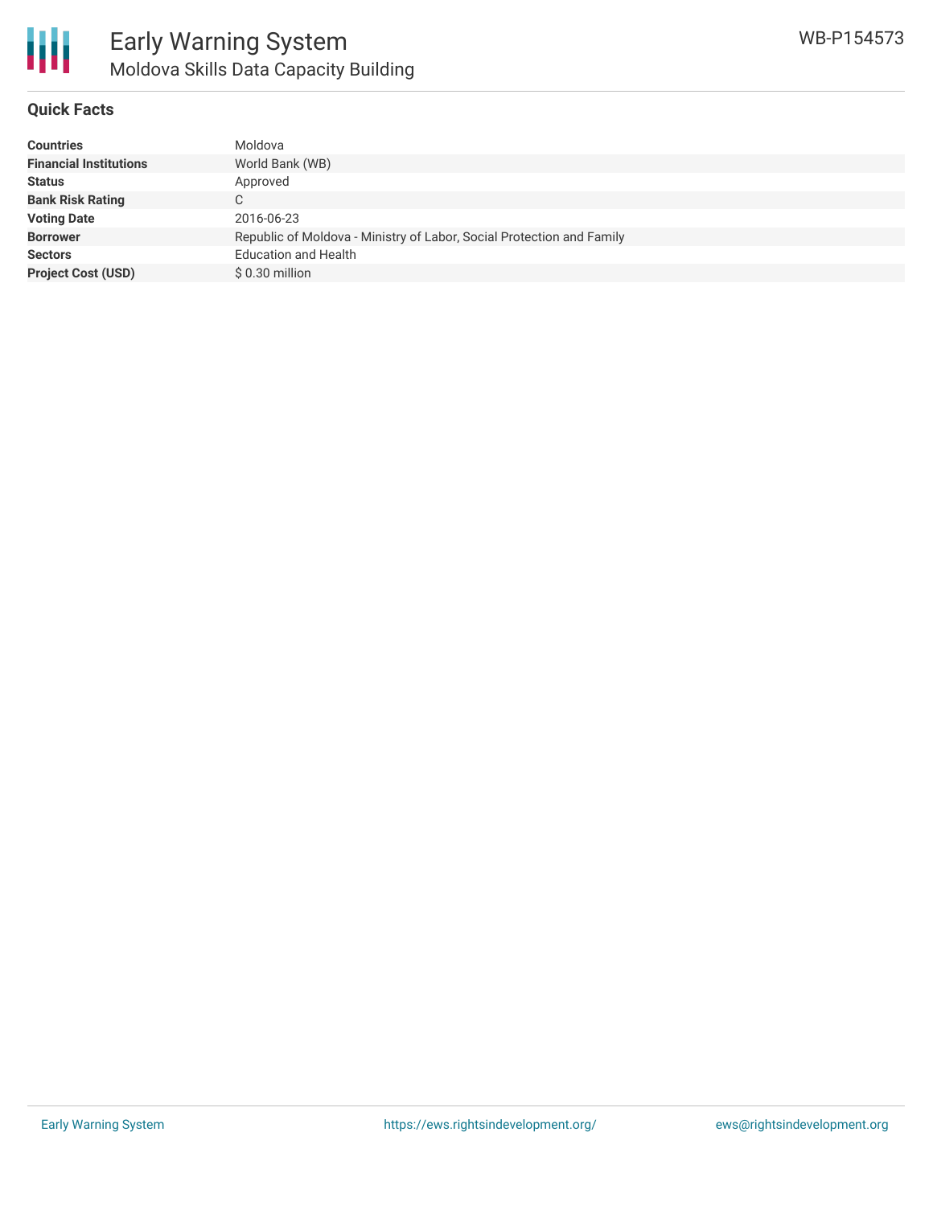# Early Warning System

## Moldova Skills Data Capacity Building

WB-P154573

### Quick Facts

| | |
|---|---|
| **Countries** | Moldova |
| **Financial Institutions** | World Bank (WB) |
| **Status** | Approved |
| **Bank Risk Rating** | C |
| **Voting Date** | 2016-06-23 |
| **Borrower** | Republic of Moldova - Ministry of Labor, Social Protection and Family |
| **Sectors** | Education and Health |
| **Project Cost (USD)** | $ 0.30 million |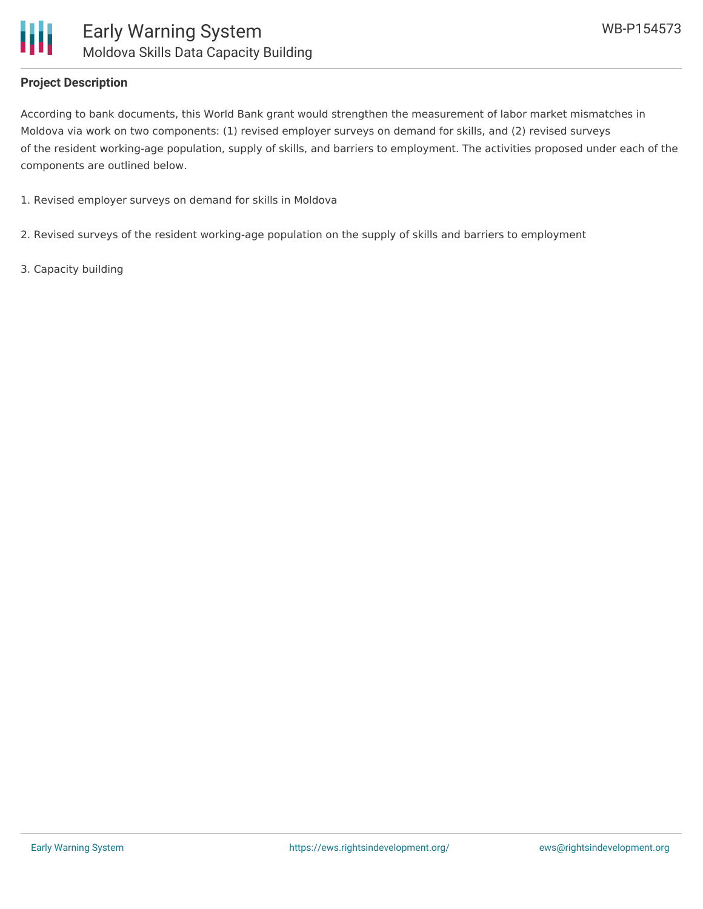## Project Description

According to bank documents, this World Bank grant would strengthen the measurement of labor market mismatches in Moldova via work on two components: (1) revised employer surveys on demand for skills, and (2) revised surveys of the resident working-age population, supply of skills, and barriers to employment. The activities proposed under each of the components are outlined below.

1. Revised employer surveys on demand for skills in Moldova

2. Revised surveys of the resident working-age population on the supply of skills and barriers to employment

3. Capacity building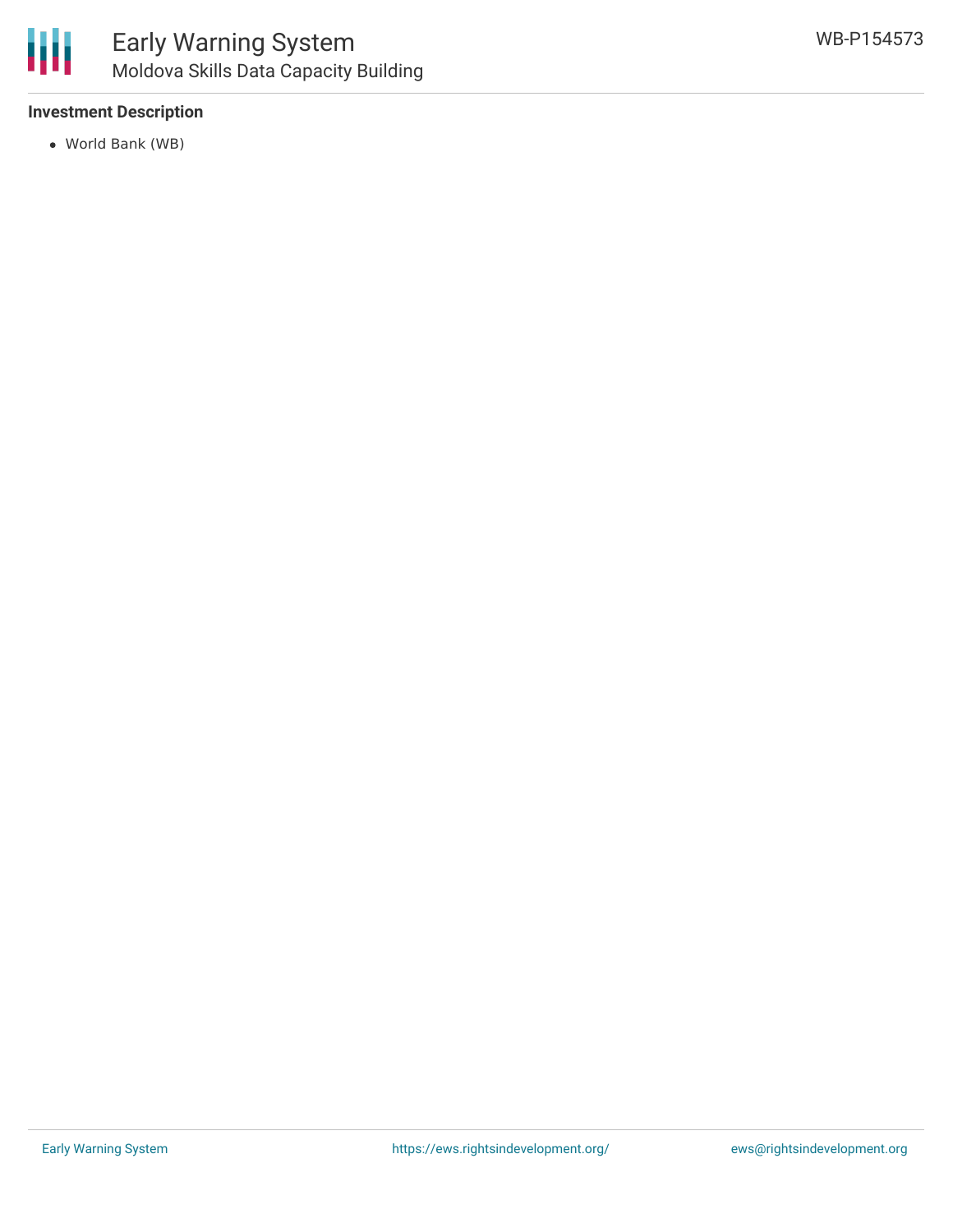**Investment Description**

- World Bank (WB)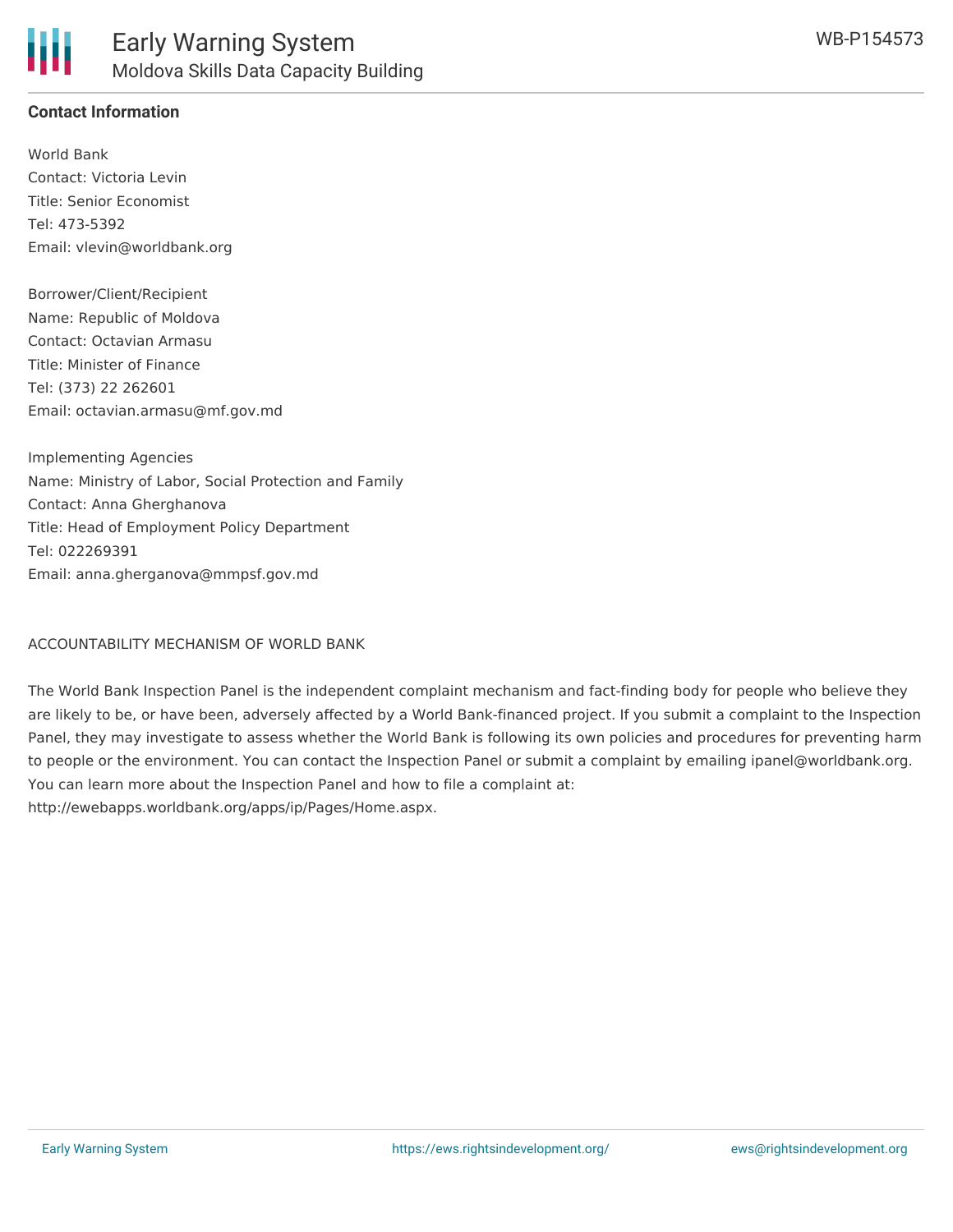## Contact Information

World Bank
Contact: Victoria Levin
Title: Senior Economist
Tel: 473-5392
Email: vlevin@worldbank.org

Borrower/Client/Recipient
Name: Republic of Moldova
Contact: Octavian Armasu
Title: Minister of Finance
Tel: (373) 22 262601
Email: octavian.armasu@mf.gov.md

Implementing Agencies
Name: Ministry of Labor, Social Protection and Family
Contact: Anna Gherghanova
Title: Head of Employment Policy Department
Tel: 022269391
Email: anna.gherganova@mmpsf.gov.md

ACCOUNTABILITY MECHANISM OF WORLD BANK

The World Bank Inspection Panel is the independent complaint mechanism and fact-finding body for people who believe they are likely to be, or have been, adversely affected by a World Bank-financed project. If you submit a complaint to the Inspection Panel, they may investigate to assess whether the World Bank is following its own policies and procedures for preventing harm to people or the environment. You can contact the Inspection Panel or submit a complaint by emailing ipanel@worldbank.org. You can learn more about the Inspection Panel and how to file a complaint at: http://ewebapps.worldbank.org/apps/ip/Pages/Home.aspx.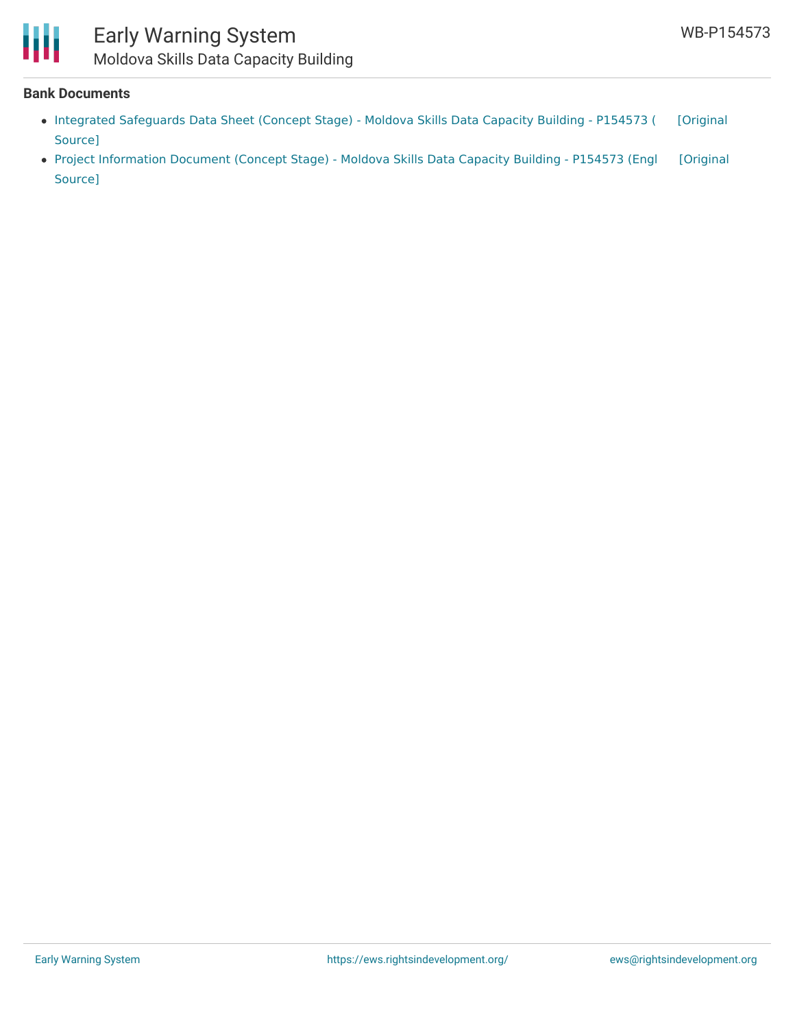**Bank Documents**

- Integrated Safeguards Data Sheet (Concept Stage) - Moldova Skills Data Capacity Building - P154573 ( [Original Source]
- Project Information Document (Concept Stage) - Moldova Skills Data Capacity Building - P154573 (Engl [Original Source]